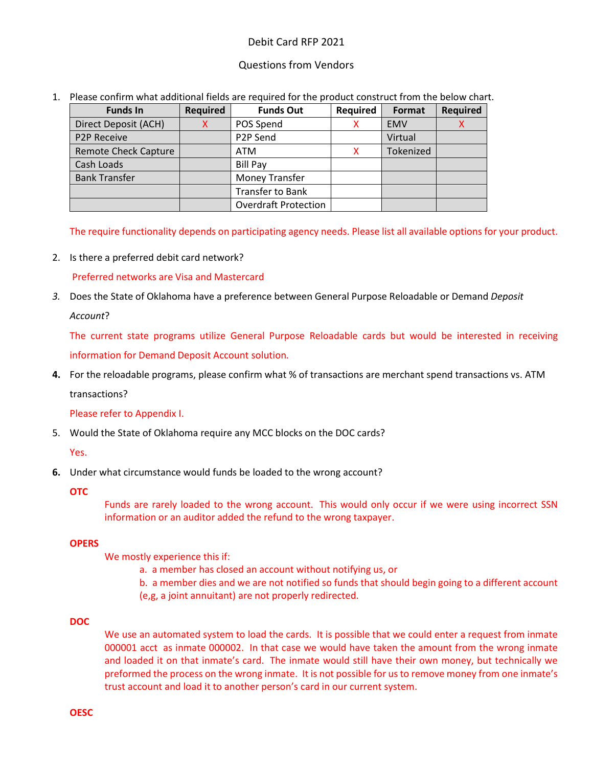Debit Card RFP 2021

Questions from Vendors

1. Please confirm what additional fields are required for the product construct from the below chart.

| Funds In | Required | Funds Out | Required | Format | Required |
|---|---|---|---|---|---|
| Direct Deposit (ACH) | X | POS Spend | X | EMV | X |
| P2P Receive | | P2P Send | | Virtual | |
| Remote Check Capture | | ATM | X | Tokenized | |
| Cash Loads | | Bill Pay | | | |
| Bank Transfer | | Money Transfer | | | |
| | | Transfer to Bank | | | |
| | | Overdraft Protection | | | |

   The require functionality depends on participating agency needs. Please list all available options for your product.

2. Is there a preferred debit card network?

   Preferred networks are Visa and Mastercard

3. Does the State of Oklahoma have a preference between General Purpose Reloadable or Demand *Deposit Account*?

   The current state programs utilize General Purpose Reloadable cards but would be interested in receiving information for Demand Deposit Account solution.

4. For the reloadable programs, please confirm what % of transactions are merchant spend transactions vs. ATM transactions?

   Please refer to Appendix I.

5. Would the State of Oklahoma require any MCC blocks on the DOC cards?

   Yes.

6. Under what circumstance would funds be loaded to the wrong account?

   **OTC**

   Funds are rarely loaded to the wrong account. This would only occur if we were using incorrect SSN information or an auditor added the refund to the wrong taxpayer.

   **OPERS**

   We mostly experience this if:

   a. a member has closed an account without notifying us, or
   b. a member dies and we are not notified so funds that should begin going to a different account (e,g, a joint annuitant) are not properly redirected.

   **DOC**

   We use an automated system to load the cards. It is possible that we could enter a request from inmate 000001 acct as inmate 000002. In that case we would have taken the amount from the wrong inmate and loaded it on that inmate's card. The inmate would still have their own money, but technically we preformed the process on the wrong inmate. It is not possible for us to remove money from one inmate's trust account and load it to another person's card in our current system.

   **OESC**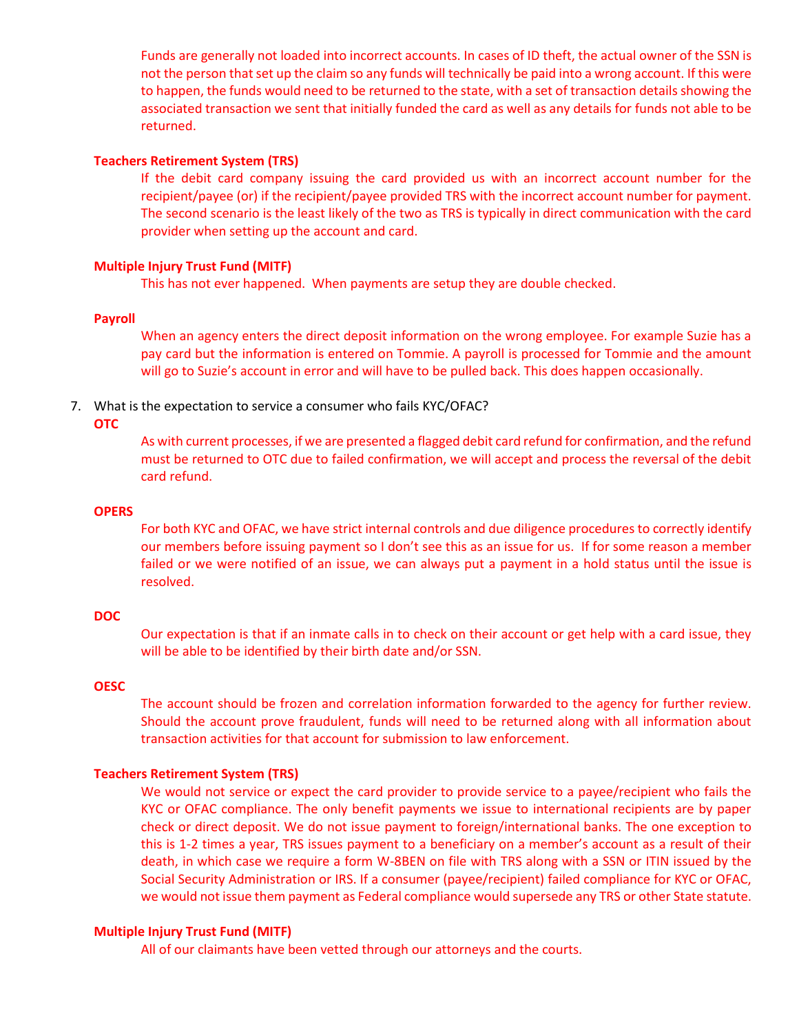Funds are generally not loaded into incorrect accounts. In cases of ID theft, the actual owner of the SSN is not the person that set up the claim so any funds will technically be paid into a wrong account. If this were to happen, the funds would need to be returned to the state, with a set of transaction details showing the associated transaction we sent that initially funded the card as well as any details for funds not able to be returned.

**Teachers Retirement System (TRS)**

If the debit card company issuing the card provided us with an incorrect account number for the recipient/payee (or) if the recipient/payee provided TRS with the incorrect account number for payment. The second scenario is the least likely of the two as TRS is typically in direct communication with the card provider when setting up the account and card.

**Multiple Injury Trust Fund (MITF)**

This has not ever happened. When payments are setup they are double checked.

**Payroll**

When an agency enters the direct deposit information on the wrong employee. For example Suzie has a pay card but the information is entered on Tommie. A payroll is processed for Tommie and the amount will go to Suzie's account in error and will have to be pulled back. This does happen occasionally.

7. What is the expectation to service a consumer who fails KYC/OFAC?

**OTC**

As with current processes, if we are presented a flagged debit card refund for confirmation, and the refund must be returned to OTC due to failed confirmation, we will accept and process the reversal of the debit card refund.

**OPERS**

For both KYC and OFAC, we have strict internal controls and due diligence procedures to correctly identify our members before issuing payment so I don't see this as an issue for us. If for some reason a member failed or we were notified of an issue, we can always put a payment in a hold status until the issue is resolved.

**DOC**

Our expectation is that if an inmate calls in to check on their account or get help with a card issue, they will be able to be identified by their birth date and/or SSN.

**OESC**

The account should be frozen and correlation information forwarded to the agency for further review. Should the account prove fraudulent, funds will need to be returned along with all information about transaction activities for that account for submission to law enforcement.

**Teachers Retirement System (TRS)**

We would not service or expect the card provider to provide service to a payee/recipient who fails the KYC or OFAC compliance. The only benefit payments we issue to international recipients are by paper check or direct deposit. We do not issue payment to foreign/international banks. The one exception to this is 1-2 times a year, TRS issues payment to a beneficiary on a member's account as a result of their death, in which case we require a form W-8BEN on file with TRS along with a SSN or ITIN issued by the Social Security Administration or IRS. If a consumer (payee/recipient) failed compliance for KYC or OFAC, we would not issue them payment as Federal compliance would supersede any TRS or other State statute.

**Multiple Injury Trust Fund (MITF)**

All of our claimants have been vetted through our attorneys and the courts.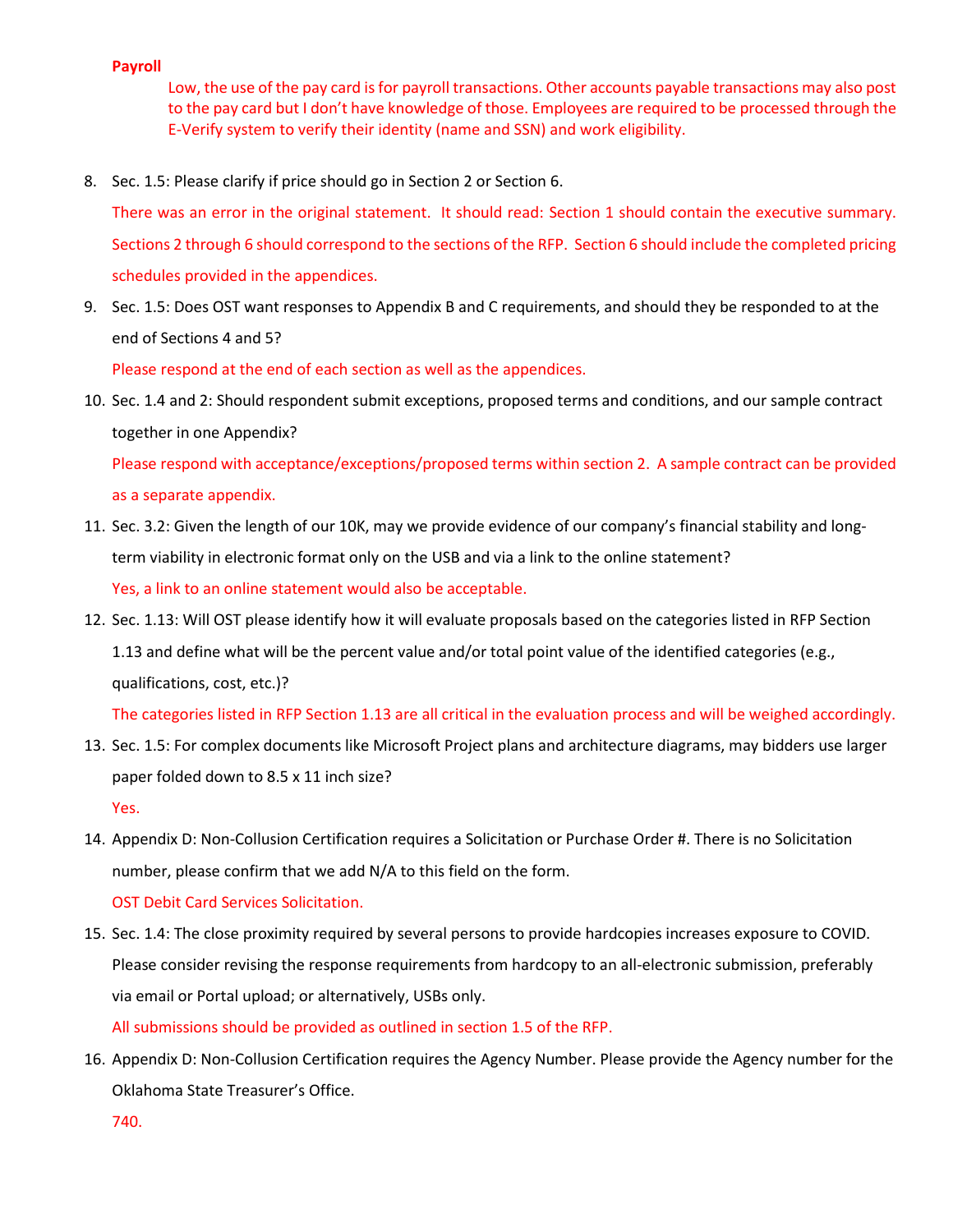**Payroll**

Low, the use of the pay card is for payroll transactions. Other accounts payable transactions may also post to the pay card but I don't have knowledge of those. Employees are required to be processed through the E-Verify system to verify their identity (name and SSN) and work eligibility.

8. Sec. 1.5: Please clarify if price should go in Section 2 or Section 6.

   There was an error in the original statement. It should read: Section 1 should contain the executive summary. Sections 2 through 6 should correspond to the sections of the RFP. Section 6 should include the completed pricing schedules provided in the appendices.

9. Sec. 1.5: Does OST want responses to Appendix B and C requirements, and should they be responded to at the end of Sections 4 and 5?

   Please respond at the end of each section as well as the appendices.

10. Sec. 1.4 and 2: Should respondent submit exceptions, proposed terms and conditions, and our sample contract together in one Appendix?

    Please respond with acceptance/exceptions/proposed terms within section 2. A sample contract can be provided as a separate appendix.

11. Sec. 3.2: Given the length of our 10K, may we provide evidence of our company's financial stability and long-term viability in electronic format only on the USB and via a link to the online statement?

    Yes, a link to an online statement would also be acceptable.

12. Sec. 1.13: Will OST please identify how it will evaluate proposals based on the categories listed in RFP Section 1.13 and define what will be the percent value and/or total point value of the identified categories (e.g., qualifications, cost, etc.)?

    The categories listed in RFP Section 1.13 are all critical in the evaluation process and will be weighed accordingly.

13. Sec. 1.5: For complex documents like Microsoft Project plans and architecture diagrams, may bidders use larger paper folded down to 8.5 x 11 inch size?

    Yes.

14. Appendix D: Non-Collusion Certification requires a Solicitation or Purchase Order #. There is no Solicitation number, please confirm that we add N/A to this field on the form.

    OST Debit Card Services Solicitation.

15. Sec. 1.4: The close proximity required by several persons to provide hardcopies increases exposure to COVID. Please consider revising the response requirements from hardcopy to an all-electronic submission, preferably via email or Portal upload; or alternatively, USBs only.

    All submissions should be provided as outlined in section 1.5 of the RFP.

16. Appendix D: Non-Collusion Certification requires the Agency Number. Please provide the Agency number for the Oklahoma State Treasurer's Office.

    740.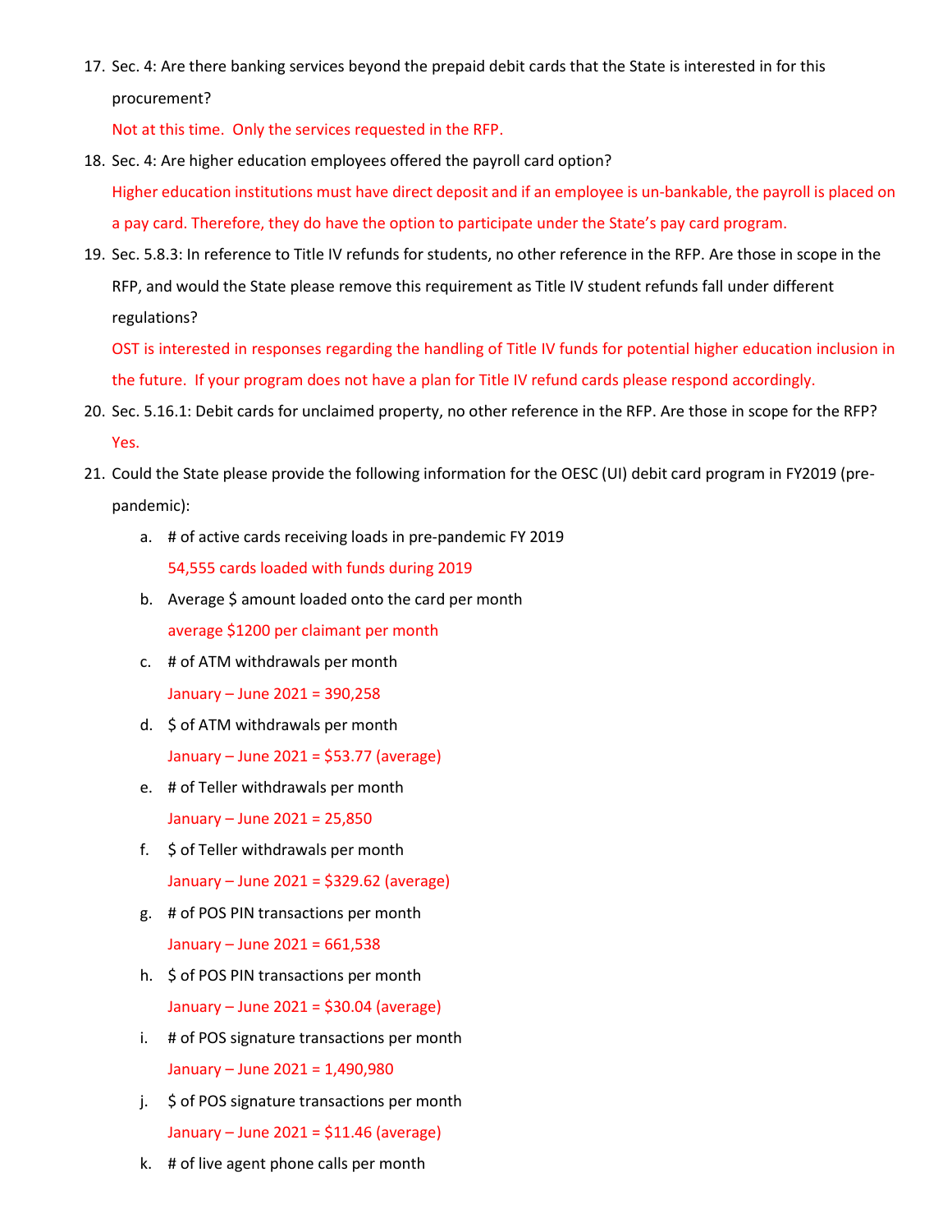17. Sec. 4: Are there banking services beyond the prepaid debit cards that the State is interested in for this procurement?

    Not at this time. Only the services requested in the RFP.

18. Sec. 4: Are higher education employees offered the payroll card option?

    Higher education institutions must have direct deposit and if an employee is un-bankable, the payroll is placed on a pay card. Therefore, they do have the option to participate under the State's pay card program.

19. Sec. 5.8.3: In reference to Title IV refunds for students, no other reference in the RFP. Are those in scope in the RFP, and would the State please remove this requirement as Title IV student refunds fall under different regulations?

    OST is interested in responses regarding the handling of Title IV funds for potential higher education inclusion in the future. If your program does not have a plan for Title IV refund cards please respond accordingly.

20. Sec. 5.16.1: Debit cards for unclaimed property, no other reference in the RFP. Are those in scope for the RFP?

    Yes.

21. Could the State please provide the following information for the OESC (UI) debit card program in FY2019 (pre-pandemic):

    a. # of active cards receiving loads in pre-pandemic FY 2019

       54,555 cards loaded with funds during 2019

    b. Average $ amount loaded onto the card per month

       average $1200 per claimant per month

    c. # of ATM withdrawals per month

       January – June 2021 = 390,258

    d. $ of ATM withdrawals per month

       January – June 2021 = $53.77 (average)

    e. # of Teller withdrawals per month

       January – June 2021 = 25,850

    f. $ of Teller withdrawals per month

       January – June 2021 = $329.62 (average)

    g. # of POS PIN transactions per month

       January – June 2021 = 661,538

    h. $ of POS PIN transactions per month

       January – June 2021 = $30.04 (average)

    i. # of POS signature transactions per month

       January – June 2021 = 1,490,980

    j. $ of POS signature transactions per month

       January – June 2021 = $11.46 (average)

    k. # of live agent phone calls per month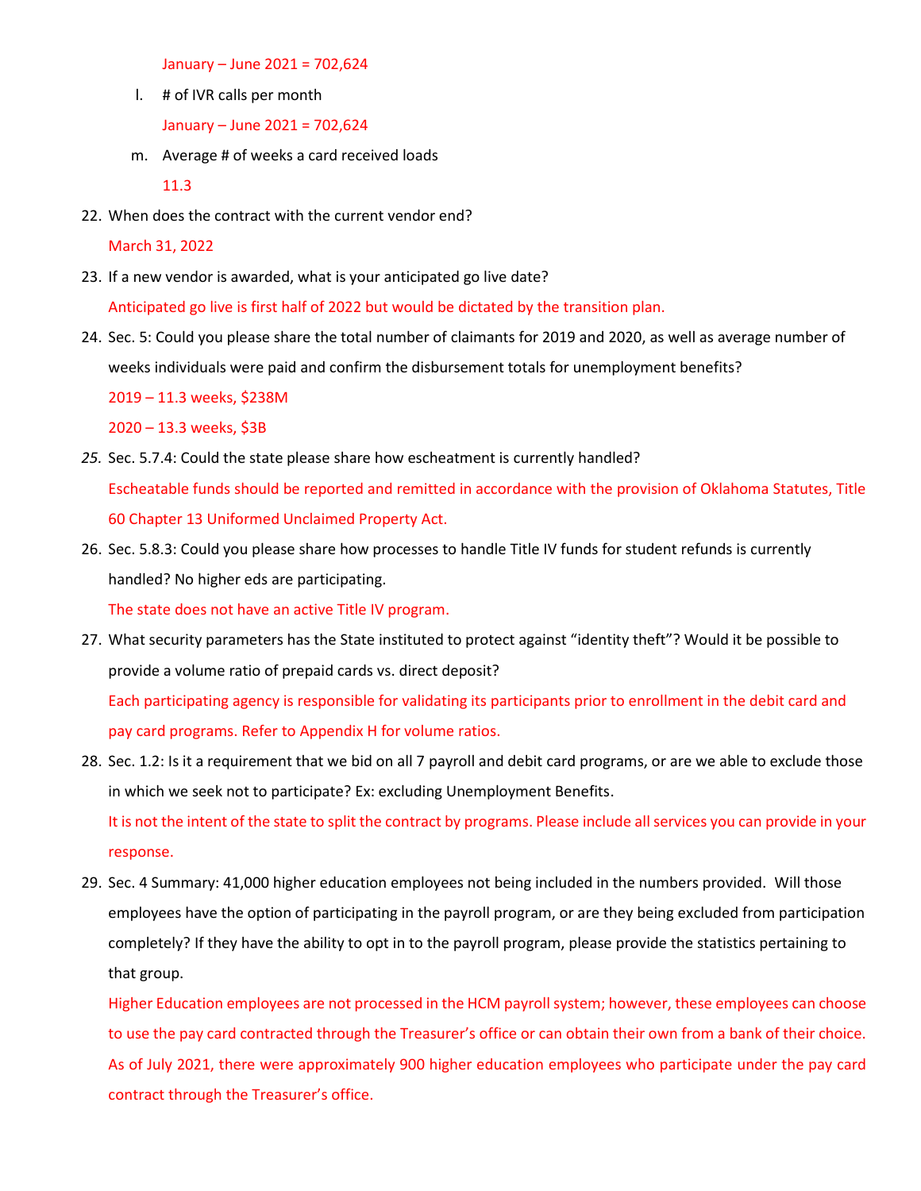January – June 2021 = 702,624

l. # of IVR calls per month

   January – June 2021 = 702,624

m. Average # of weeks a card received loads

   11.3

22. When does the contract with the current vendor end?

    March 31, 2022

23. If a new vendor is awarded, what is your anticipated go live date?

    Anticipated go live is first half of 2022 but would be dictated by the transition plan.

24. Sec. 5: Could you please share the total number of claimants for 2019 and 2020, as well as average number of weeks individuals were paid and confirm the disbursement totals for unemployment benefits?

    2019 – 11.3 weeks, $238M

    2020 – 13.3 weeks, $3B

25. Sec. 5.7.4: Could the state please share how escheatment is currently handled?

    Escheatable funds should be reported and remitted in accordance with the provision of Oklahoma Statutes, Title 60 Chapter 13 Uniformed Unclaimed Property Act.

26. Sec. 5.8.3: Could you please share how processes to handle Title IV funds for student refunds is currently handled? No higher eds are participating.

    The state does not have an active Title IV program.

27. What security parameters has the State instituted to protect against "identity theft"? Would it be possible to provide a volume ratio of prepaid cards vs. direct deposit?

    Each participating agency is responsible for validating its participants prior to enrollment in the debit card and pay card programs. Refer to Appendix H for volume ratios.

28. Sec. 1.2: Is it a requirement that we bid on all 7 payroll and debit card programs, or are we able to exclude those in which we seek not to participate? Ex: excluding Unemployment Benefits.

    It is not the intent of the state to split the contract by programs. Please include all services you can provide in your response.

29. Sec. 4 Summary: 41,000 higher education employees not being included in the numbers provided. Will those employees have the option of participating in the payroll program, or are they being excluded from participation completely? If they have the ability to opt in to the payroll program, please provide the statistics pertaining to that group.

    Higher Education employees are not processed in the HCM payroll system; however, these employees can choose to use the pay card contracted through the Treasurer's office or can obtain their own from a bank of their choice. As of July 2021, there were approximately 900 higher education employees who participate under the pay card contract through the Treasurer's office.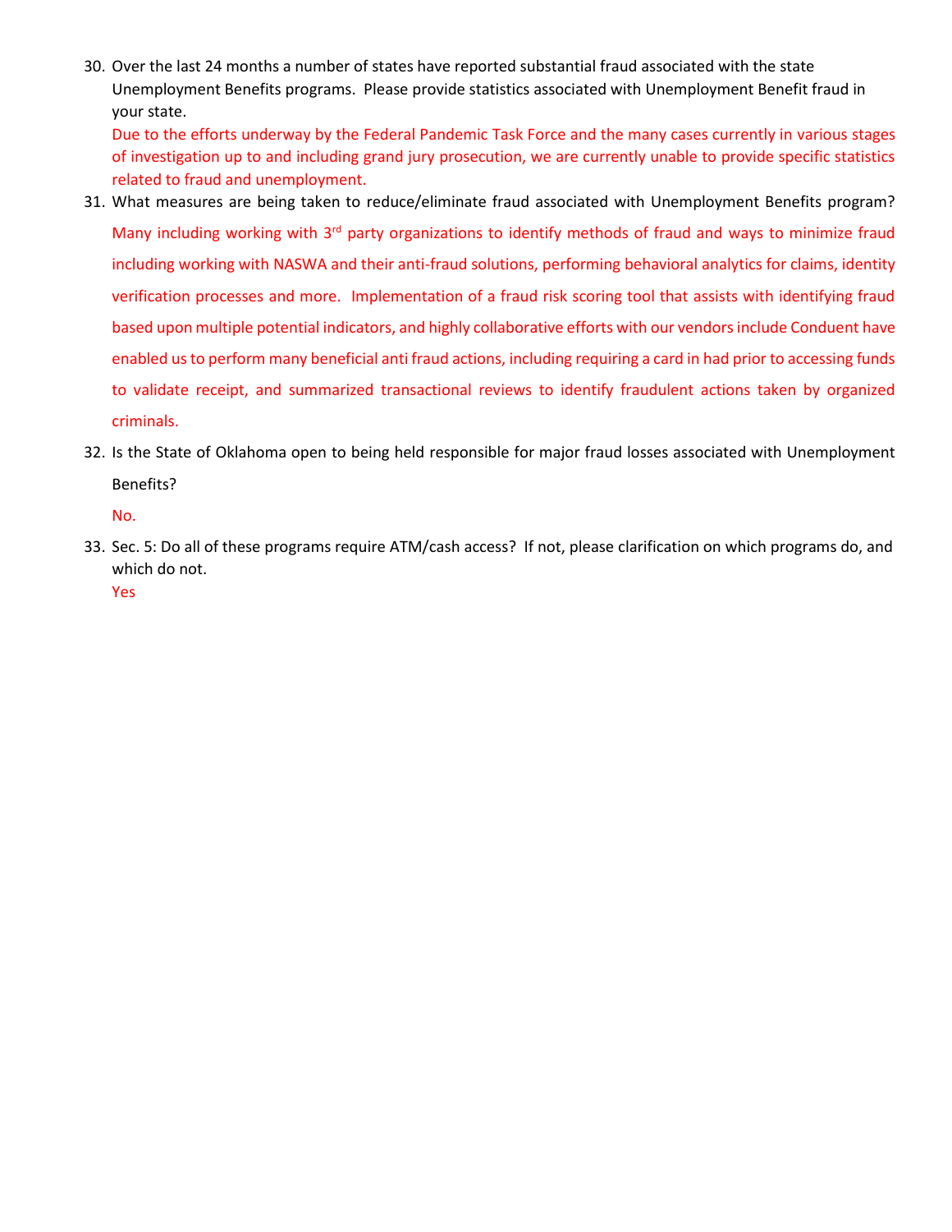30. Over the last 24 months a number of states have reported substantial fraud associated with the state Unemployment Benefits programs. Please provide statistics associated with Unemployment Benefit fraud in your state.

    Due to the efforts underway by the Federal Pandemic Task Force and the many cases currently in various stages of investigation up to and including grand jury prosecution, we are currently unable to provide specific statistics related to fraud and unemployment.

31. What measures are being taken to reduce/eliminate fraud associated with Unemployment Benefits program?

    Many including working with 3rd party organizations to identify methods of fraud and ways to minimize fraud including working with NASWA and their anti-fraud solutions, performing behavioral analytics for claims, identity verification processes and more. Implementation of a fraud risk scoring tool that assists with identifying fraud based upon multiple potential indicators, and highly collaborative efforts with our vendors include Conduent have enabled us to perform many beneficial anti fraud actions, including requiring a card in had prior to accessing funds to validate receipt, and summarized transactional reviews to identify fraudulent actions taken by organized criminals.

32. Is the State of Oklahoma open to being held responsible for major fraud losses associated with Unemployment Benefits?

    No.

33. Sec. 5: Do all of these programs require ATM/cash access? If not, please clarification on which programs do, and which do not.

    Yes